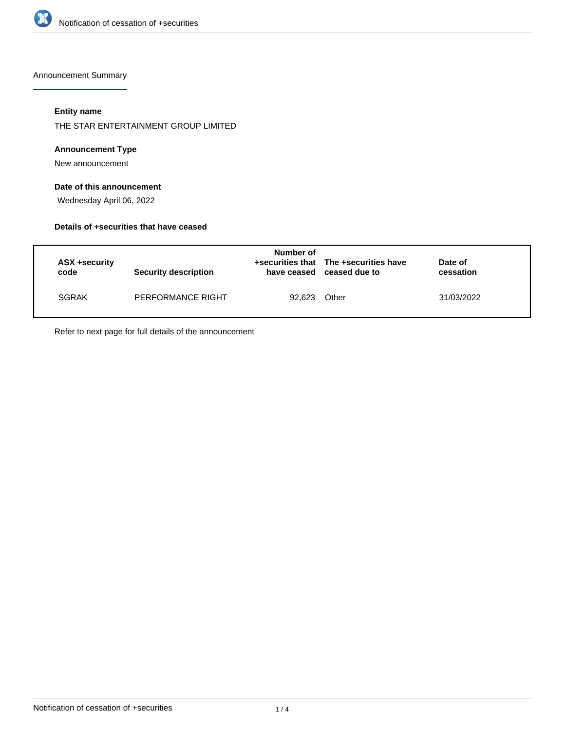Announcement Summary

**Entity name**

THE STAR ENTERTAINMENT GROUP LIMITED

**Announcement Type**

New announcement

**Date of this announcement**

Wednesday April 06, 2022

**Details of +securities that have ceased**

| ASX +security code | Security description | Number of +securities that have ceased | The +securities have ceased due to | Date of cessation |
| --- | --- | --- | --- | --- |
| SGRAK | PERFORMANCE RIGHT | 92,623 | Other | 31/03/2022 |

Refer to next page for full details of the announcement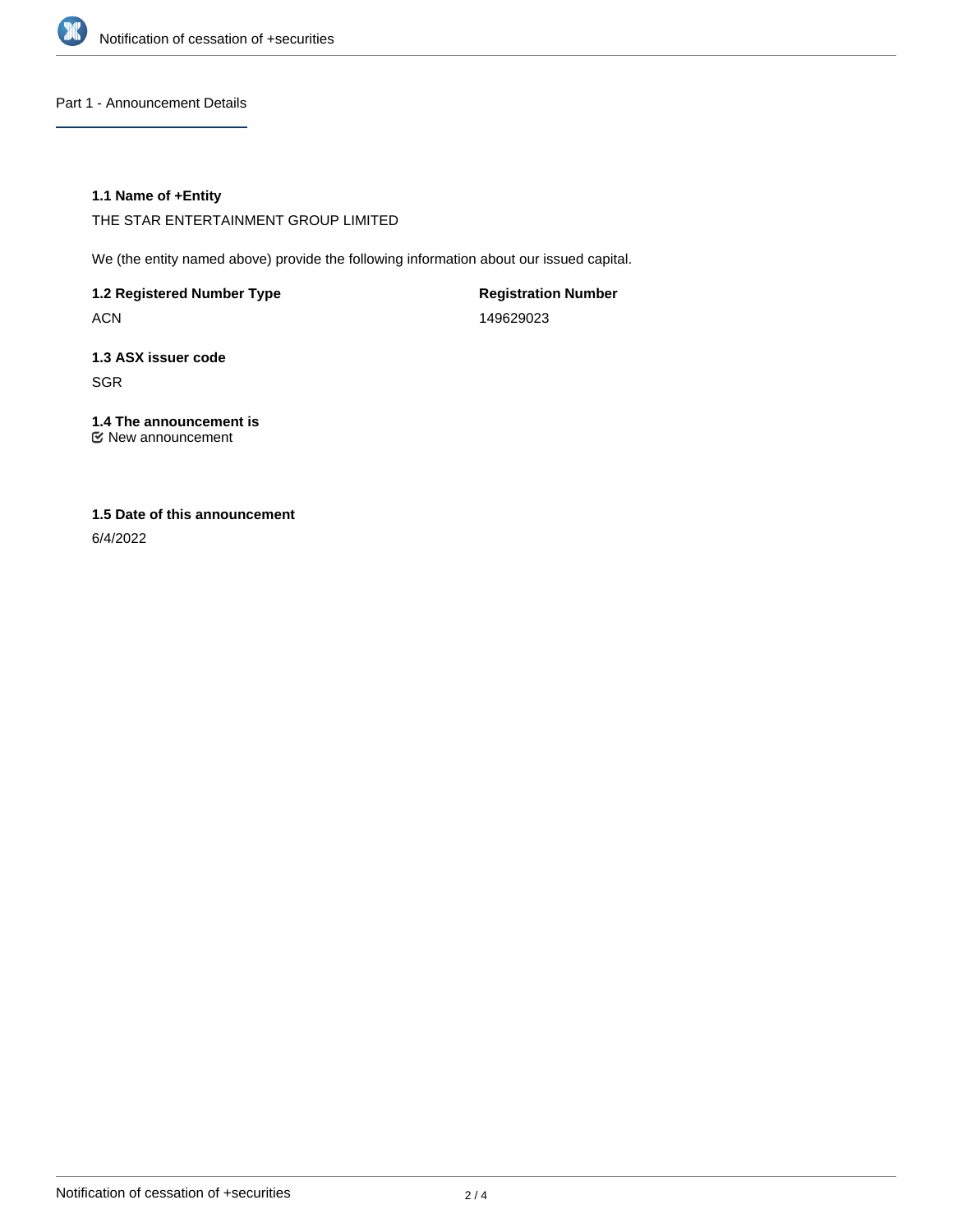## Part 1 - Announcement Details

### 1.1 Name of +Entity

THE STAR ENTERTAINMENT GROUP LIMITED

We (the entity named above) provide the following information about our issued capital.

**1.2 Registered Number Type**

ACN

**Registration Number**

149629023

### 1.3 ASX issuer code

SGR

### 1.4 The announcement is

☑ New announcement

### 1.5 Date of this announcement

6/4/2022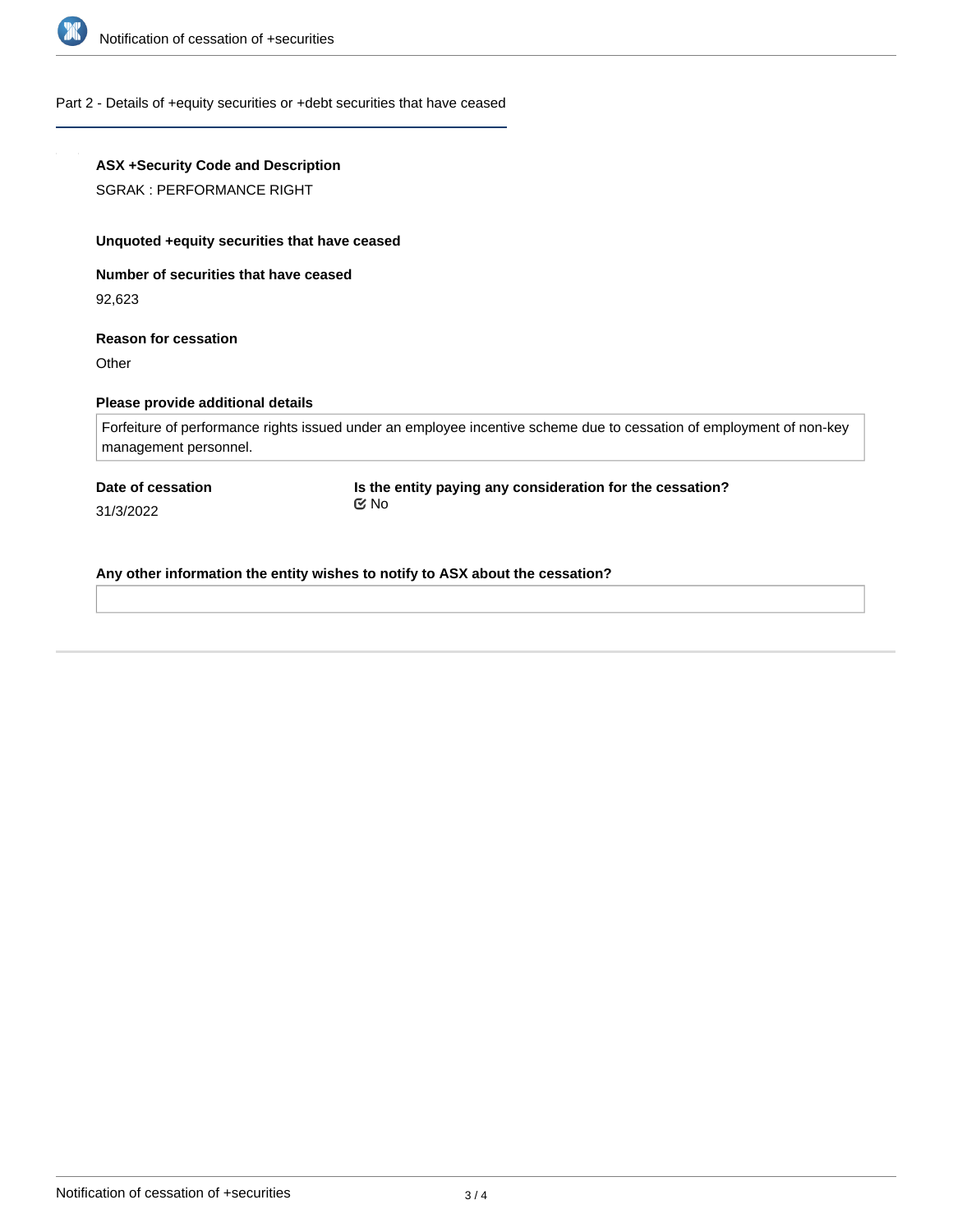## Part 2 - Details of +equity securities or +debt securities that have ceased

**ASX +Security Code and Description**

SGRAK : PERFORMANCE RIGHT

**Unquoted +equity securities that have ceased**

**Number of securities that have ceased**

92,623

**Reason for cessation**

Other

**Please provide additional details**

Forfeiture of performance rights issued under an employee incentive scheme due to cessation of employment of non-key management personnel.

**Date of cessation**

31/3/2022

**Is the entity paying any consideration for the cessation?**

No

**Any other information the entity wishes to notify to ASX about the cessation?**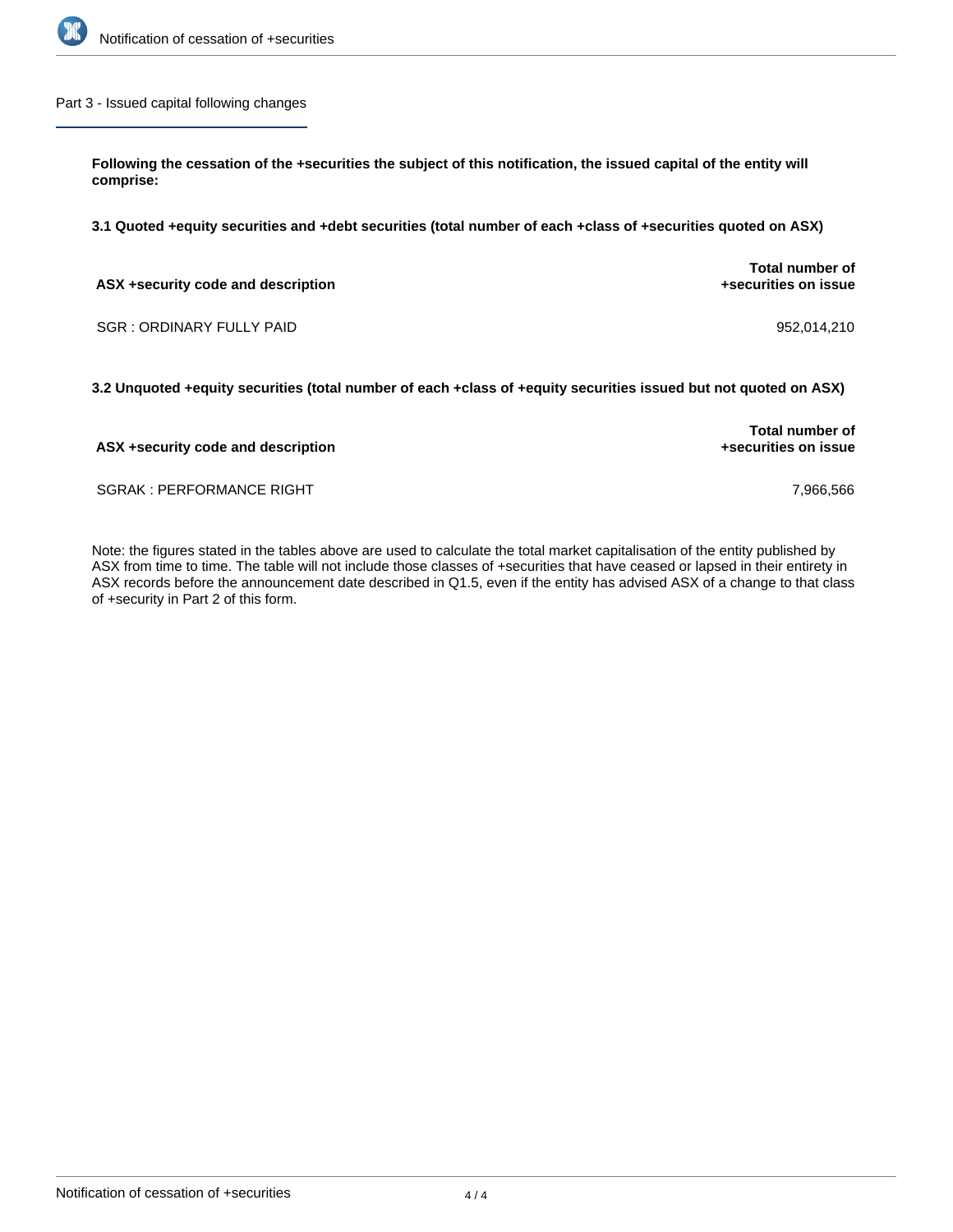## Part 3 - Issued capital following changes

**Following the cessation of the +securities the subject of this notification, the issued capital of the entity will comprise:**

**3.1 Quoted +equity securities and +debt securities (total number of each +class of +securities quoted on ASX)**

| ASX +security code and description | Total number of +securities on issue |
|---|---|
| SGR : ORDINARY FULLY PAID | 952,014,210 |

**3.2 Unquoted +equity securities (total number of each +class of +equity securities issued but not quoted on ASX)**

| ASX +security code and description | Total number of +securities on issue |
|---|---|
| SGRAK : PERFORMANCE RIGHT | 7,966,566 |

Note: the figures stated in the tables above are used to calculate the total market capitalisation of the entity published by ASX from time to time. The table will not include those classes of +securities that have ceased or lapsed in their entirety in ASX records before the announcement date described in Q1.5, even if the entity has advised ASX of a change to that class of +security in Part 2 of this form.